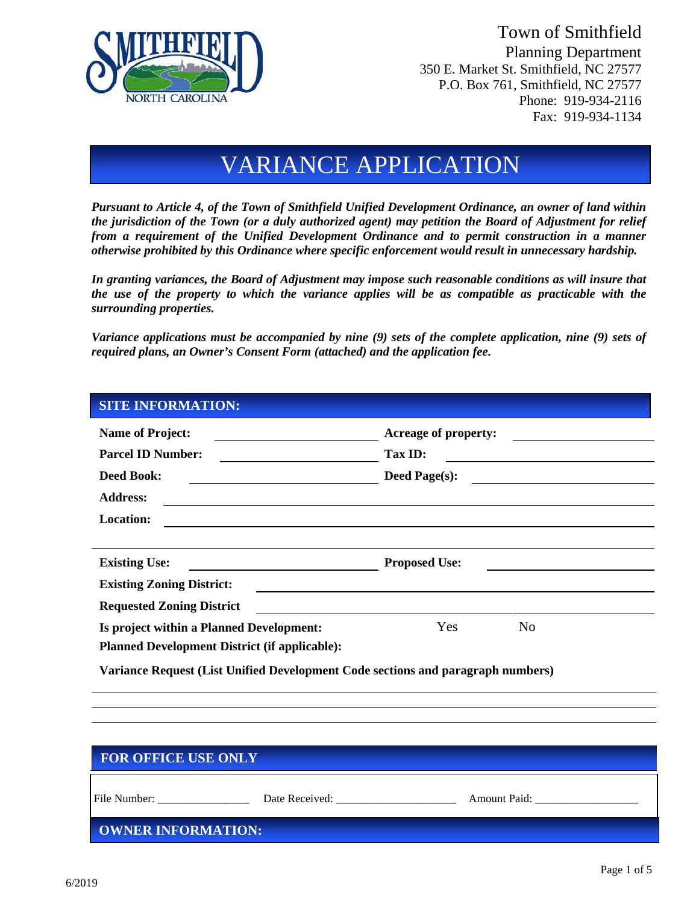Town of Smithfield
Planning Department
350 E. Market St. Smithfield, NC 27577
P.O. Box 761, Smithfield, NC 27577
Phone: 919-934-2116
Fax: 919-934-1134

# VARIANCE APPLICATION

***Pursuant to Article 4, of the Town of Smithfield Unified Development Ordinance, an owner of land within the jurisdiction of the Town (or a duly authorized agent) may petition the Board of Adjustment for relief from a requirement of the Unified Development Ordinance and to permit construction in a manner otherwise prohibited by this Ordinance where specific enforcement would result in unnecessary hardship.***

***In granting variances, the Board of Adjustment may impose such reasonable conditions as will insure that the use of the property to which the variance applies will be as compatible as practicable with the surrounding properties.***

***Variance applications must be accompanied by nine (9) sets of the complete application, nine (9) sets of required plans, an Owner's Consent Form (attached) and the application fee.***

## SITE INFORMATION:

**Name of Project:** ____________________ **Acreage of property:** ____________________

**Parcel ID Number:** ____________________ **Tax ID:** ____________________

**Deed Book:** ____________________ **Deed Page(s):** ____________________

**Address:** ________________________________________

**Location:** ________________________________________

________________________________________

**Existing Use:** ____________________ **Proposed Use:** ____________________

**Existing Zoning District:** ________________________________________

**Requested Zoning District** ________________________________________

**Is project within a Planned Development:** Yes No

**Planned Development District (if applicable):**

**Variance Request (List Unified Development Code sections and paragraph numbers)**

________________________________________

________________________________________

________________________________________

## FOR OFFICE USE ONLY

File Number: ________________ Date Received: ____________________ Amount Paid: __________________

## OWNER INFORMATION:

6/2019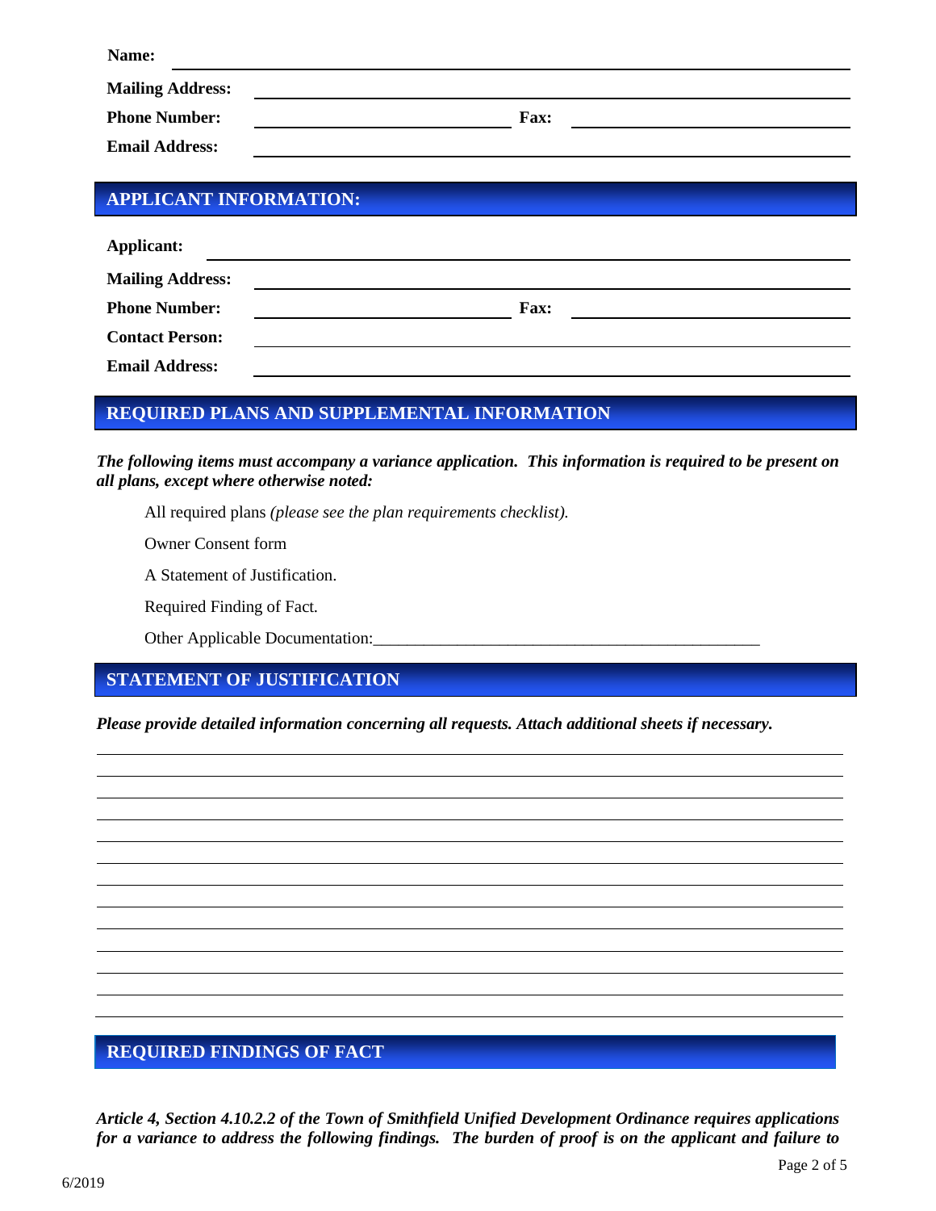**Name:** ____________________________________________

**Mailing Address:** ____________________________________________

**Phone Number:** ______________________ **Fax:** ______________________

**Email Address:** ____________________________________________

## APPLICANT INFORMATION:

**Applicant:** ____________________________________________

**Mailing Address:** ____________________________________________

**Phone Number:** ______________________ **Fax:** ______________________

**Contact Person:** ____________________________________________

**Email Address:** ____________________________________________

## REQUIRED PLANS AND SUPPLEMENTAL INFORMATION

***The following items must accompany a variance application. This information is required to be present on all plans, except where otherwise noted:***

All required plans *(please see the plan requirements checklist).*

Owner Consent form

A Statement of Justification.

Required Finding of Fact.

Other Applicable Documentation:_______________________________________________

## STATEMENT OF JUSTIFICATION

***Please provide detailed information concerning all requests. Attach additional sheets if necessary.***

______________________________________________________________________________

______________________________________________________________________________

______________________________________________________________________________

______________________________________________________________________________

______________________________________________________________________________

______________________________________________________________________________

______________________________________________________________________________

______________________________________________________________________________

______________________________________________________________________________

______________________________________________________________________________

______________________________________________________________________________

______________________________________________________________________________

______________________________________________________________________________

## REQUIRED FINDINGS OF FACT

***Article 4, Section 4.10.2.2 of the Town of Smithfield Unified Development Ordinance requires applications for a variance to address the following findings. The burden of proof is on the applicant and failure to***

6/2019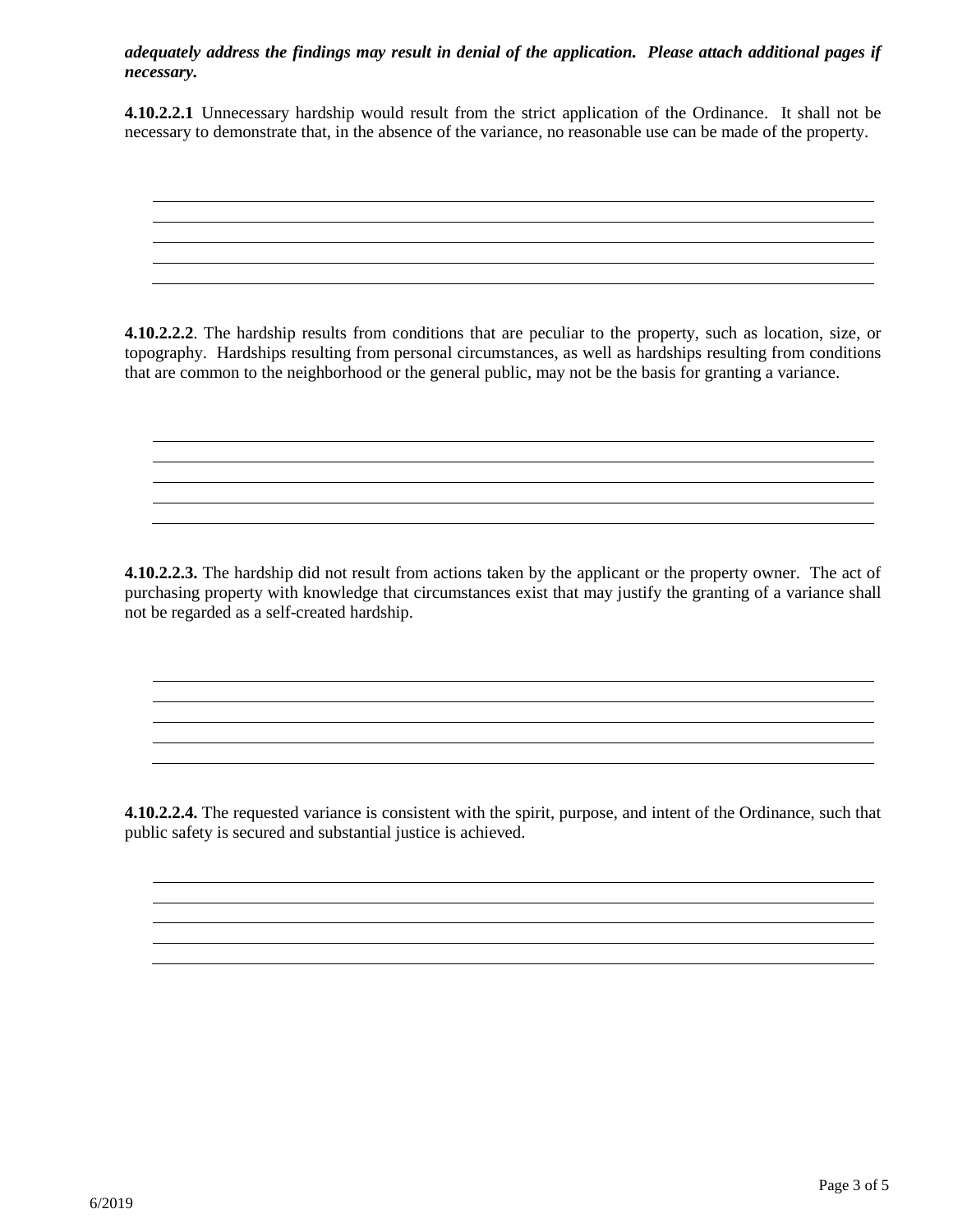***adequately address the findings may result in denial of the application. Please attach additional pages if necessary.***

**4.10.2.2.1** Unnecessary hardship would result from the strict application of the Ordinance. It shall not be necessary to demonstrate that, in the absence of the variance, no reasonable use can be made of the property.

______________________________________________________________________
______________________________________________________________________
______________________________________________________________________
______________________________________________________________________
______________________________________________________________________

**4.10.2.2.2**. The hardship results from conditions that are peculiar to the property, such as location, size, or topography. Hardships resulting from personal circumstances, as well as hardships resulting from conditions that are common to the neighborhood or the general public, may not be the basis for granting a variance.

______________________________________________________________________
______________________________________________________________________
______________________________________________________________________
______________________________________________________________________
______________________________________________________________________

**4.10.2.2.3.** The hardship did not result from actions taken by the applicant or the property owner. The act of purchasing property with knowledge that circumstances exist that may justify the granting of a variance shall not be regarded as a self-created hardship.

______________________________________________________________________
______________________________________________________________________
______________________________________________________________________
______________________________________________________________________
______________________________________________________________________

**4.10.2.2.4.** The requested variance is consistent with the spirit, purpose, and intent of the Ordinance, such that public safety is secured and substantial justice is achieved.

______________________________________________________________________
______________________________________________________________________
______________________________________________________________________
______________________________________________________________________
______________________________________________________________________

6/2019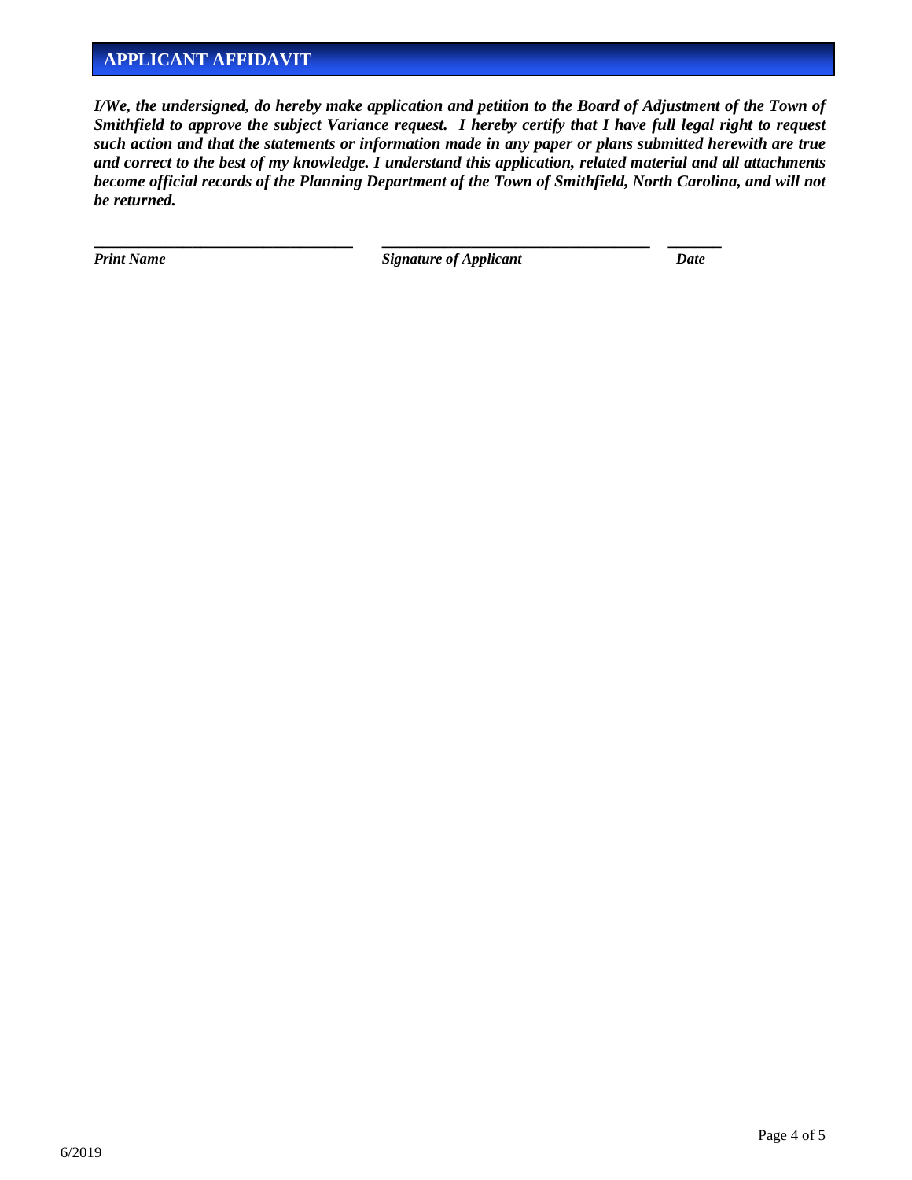## APPLICANT AFFIDAVIT

***I/We, the undersigned, do hereby make application and petition to the Board of Adjustment of the Town of Smithfield to approve the subject Variance request. I hereby certify that I have full legal right to request such action and that the statements or information made in any paper or plans submitted herewith are true and correct to the best of my knowledge. I understand this application, related material and all attachments become official records of the Planning Department of the Town of Smithfield, North Carolina, and will not be returned.***

| ___________________________________ | ___________________________________ | _______ |
|---|---|---|
| ***Print Name*** | ***Signature of Applicant*** | ***Date*** |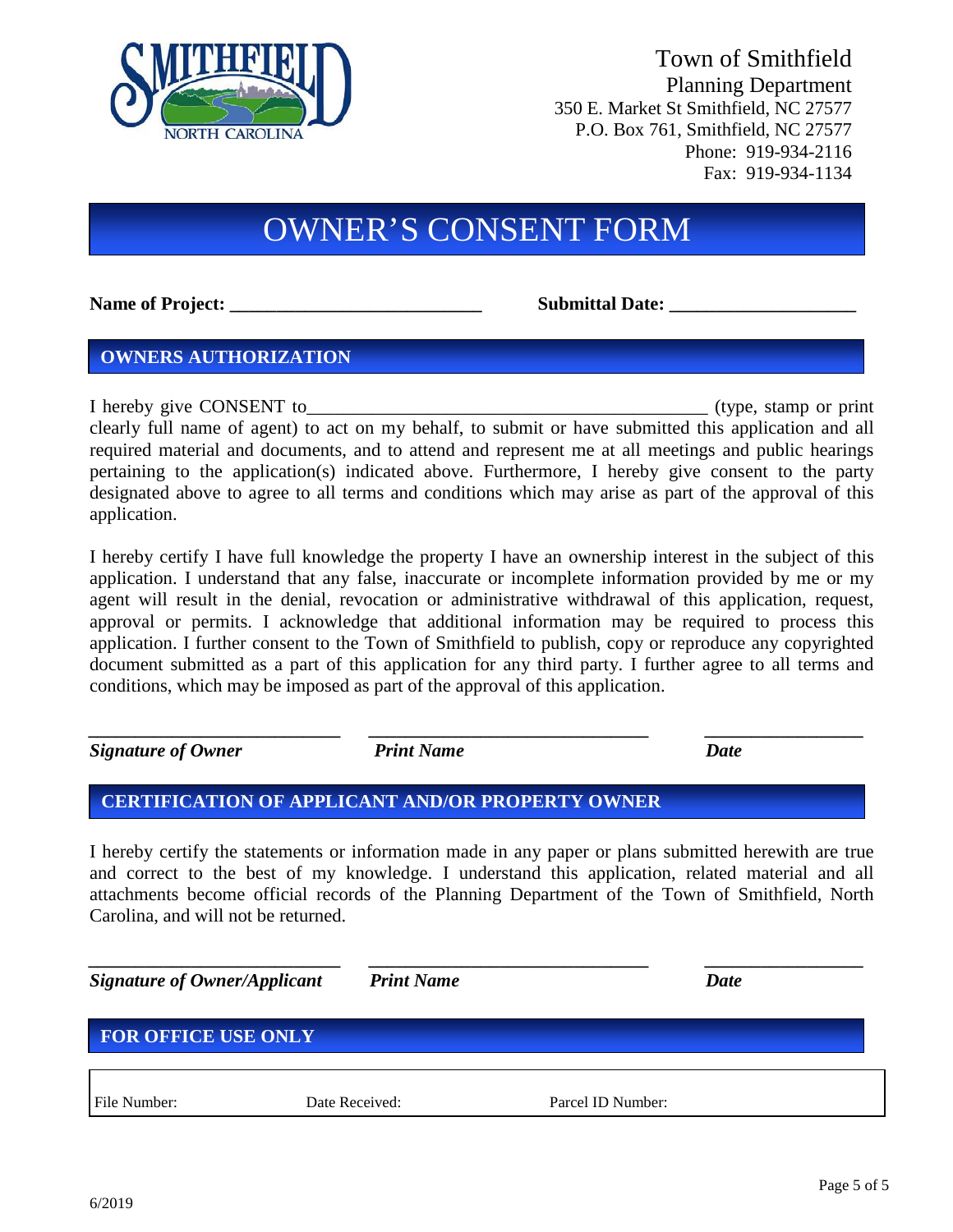Town of Smithfield
Planning Department
350 E. Market St Smithfield, NC 27577
P.O. Box 761, Smithfield, NC 27577
Phone: 919-934-2116
Fax: 919-934-1134

# OWNER'S CONSENT FORM

**Name of Project: ____________________________** **Submittal Date: ____________________**

## OWNERS AUTHORIZATION

I hereby give CONSENT to___________________________________________ (type, stamp or print clearly full name of agent) to act on my behalf, to submit or have submitted this application and all required material and documents, and to attend and represent me at all meetings and public hearings pertaining to the application(s) indicated above. Furthermore, I hereby give consent to the party designated above to agree to all terms and conditions which may arise as part of the approval of this application.

I hereby certify I have full knowledge the property I have an ownership interest in the subject of this application. I understand that any false, inaccurate or incomplete information provided by me or my agent will result in the denial, revocation or administrative withdrawal of this application, request, approval or permits. I acknowledge that additional information may be required to process this application. I further consent to the Town of Smithfield to publish, copy or reproduce any copyrighted document submitted as a part of this application for any third party. I further agree to all terms and conditions, which may be imposed as part of the approval of this application.

____________________________ ______________________________ _________________

***Signature of Owner*** ***Print Name*** ***Date***

## CERTIFICATION OF APPLICANT AND/OR PROPERTY OWNER

I hereby certify the statements or information made in any paper or plans submitted herewith are true and correct to the best of my knowledge. I understand this application, related material and all attachments become official records of the Planning Department of the Town of Smithfield, North Carolina, and will not be returned.

____________________________ ______________________________ _________________

***Signature of Owner/Applicant*** ***Print Name*** ***Date***

## FOR OFFICE USE ONLY

| | | |
|---|---|---|
| File Number: | Date Received: | Parcel ID Number: |

6/2019